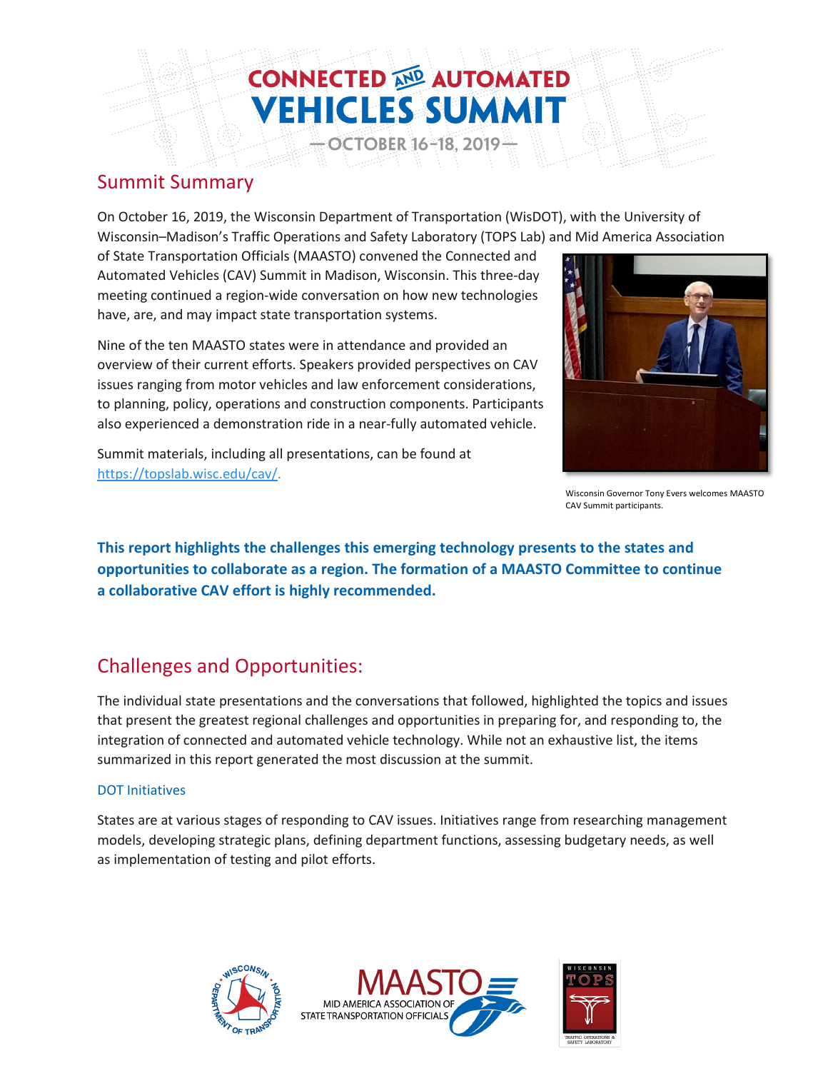# CONNECTED AND AUTOMATED VEHICLES SUMMIT

— OCTOBER 16–18, 2019 —

## Summit Summary

On October 16, 2019, the Wisconsin Department of Transportation (WisDOT), with the University of Wisconsin–Madison's Traffic Operations and Safety Laboratory (TOPS Lab) and Mid America Association of State Transportation Officials (MAASTO) convened the Connected and Automated Vehicles (CAV) Summit in Madison, Wisconsin. This three-day meeting continued a region-wide conversation on how new technologies have, are, and may impact state transportation systems.

Nine of the ten MAASTO states were in attendance and provided an overview of their current efforts. Speakers provided perspectives on CAV issues ranging from motor vehicles and law enforcement considerations, to planning, policy, operations and construction components. Participants also experienced a demonstration ride in a near-fully automated vehicle.

Summit materials, including all presentations, can be found at https://topslab.wisc.edu/cav/.

Wisconsin Governor Tony Evers welcomes MAASTO CAV Summit participants.

**This report highlights the challenges this emerging technology presents to the states and opportunities to collaborate as a region. The formation of a MAASTO Committee to continue a collaborative CAV effort is highly recommended.**

## Challenges and Opportunities:

The individual state presentations and the conversations that followed, highlighted the topics and issues that present the greatest regional challenges and opportunities in preparing for, and responding to, the integration of connected and automated vehicle technology. While not an exhaustive list, the items summarized in this report generated the most discussion at the summit.

### DOT Initiatives

States are at various stages of responding to CAV issues. Initiatives range from researching management models, developing strategic plans, defining department functions, assessing budgetary needs, as well as implementation of testing and pilot efforts.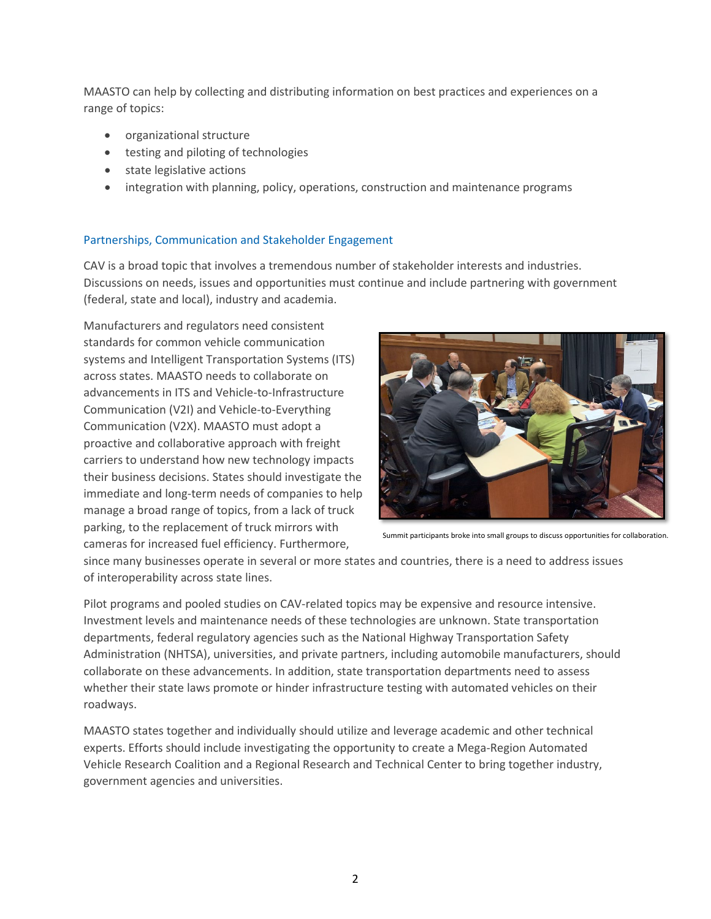MAASTO can help by collecting and distributing information on best practices and experiences on a range of topics:

- organizational structure
- testing and piloting of technologies
- state legislative actions
- integration with planning, policy, operations, construction and maintenance programs

## Partnerships, Communication and Stakeholder Engagement

CAV is a broad topic that involves a tremendous number of stakeholder interests and industries. Discussions on needs, issues and opportunities must continue and include partnering with government (federal, state and local), industry and academia.

Manufacturers and regulators need consistent standards for common vehicle communication systems and Intelligent Transportation Systems (ITS) across states. MAASTO needs to collaborate on advancements in ITS and Vehicle-to-Infrastructure Communication (V2I) and Vehicle-to-Everything Communication (V2X). MAASTO must adopt a proactive and collaborative approach with freight carriers to understand how new technology impacts their business decisions. States should investigate the immediate and long-term needs of companies to help manage a broad range of topics, from a lack of truck parking, to the replacement of truck mirrors with cameras for increased fuel efficiency. Furthermore, since many businesses operate in several or more states and countries, there is a need to address issues of interoperability across state lines.

Summit participants broke into small groups to discuss opportunities for collaboration.

Pilot programs and pooled studies on CAV-related topics may be expensive and resource intensive. Investment levels and maintenance needs of these technologies are unknown. State transportation departments, federal regulatory agencies such as the National Highway Transportation Safety Administration (NHTSA), universities, and private partners, including automobile manufacturers, should collaborate on these advancements. In addition, state transportation departments need to assess whether their state laws promote or hinder infrastructure testing with automated vehicles on their roadways.

MAASTO states together and individually should utilize and leverage academic and other technical experts. Efforts should include investigating the opportunity to create a Mega-Region Automated Vehicle Research Coalition and a Regional Research and Technical Center to bring together industry, government agencies and universities.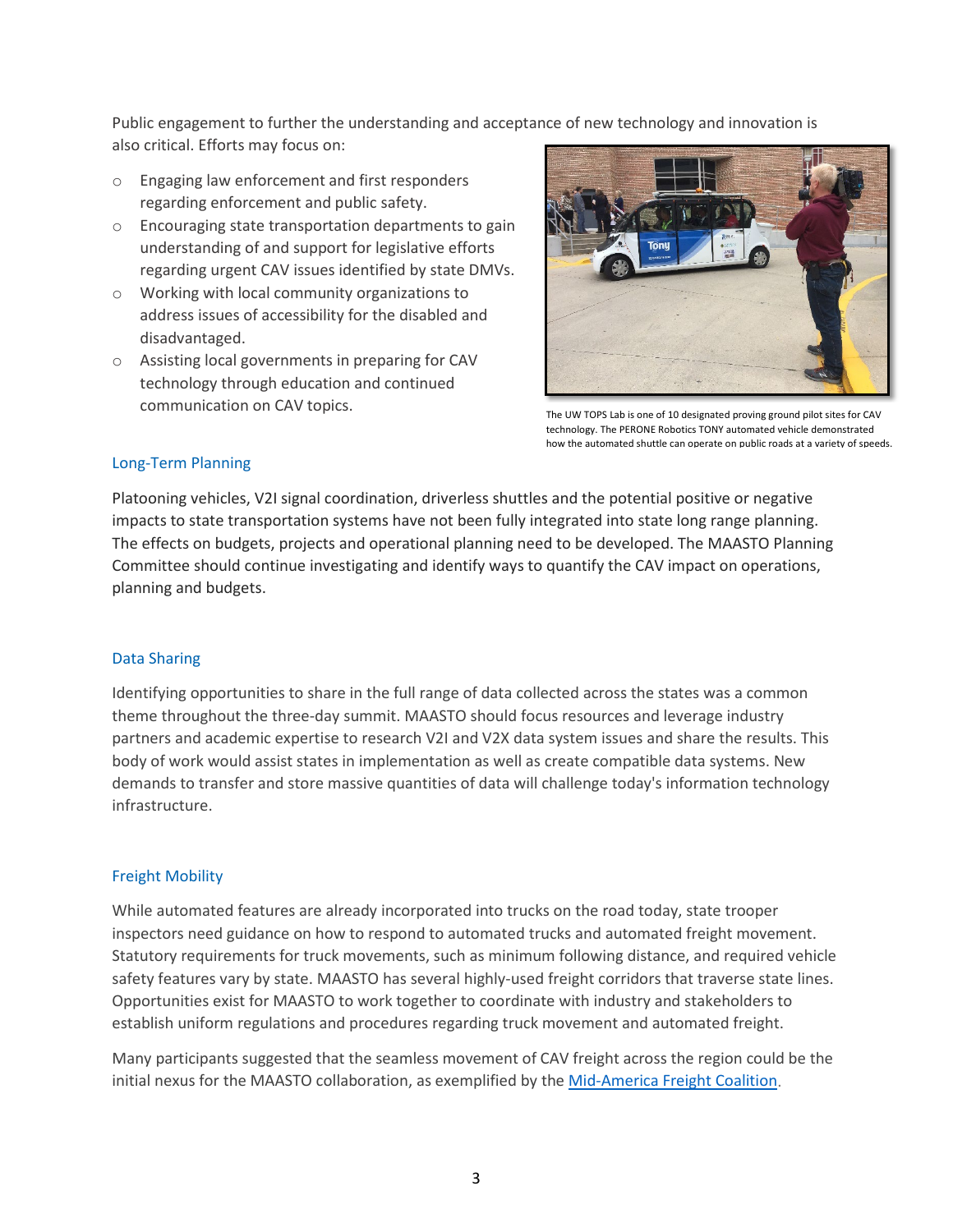Public engagement to further the understanding and acceptance of new technology and innovation is also critical. Efforts may focus on:

- Engaging law enforcement and first responders regarding enforcement and public safety.
- Encouraging state transportation departments to gain understanding of and support for legislative efforts regarding urgent CAV issues identified by state DMVs.
- Working with local community organizations to address issues of accessibility for the disabled and disadvantaged.
- Assisting local governments in preparing for CAV technology through education and continued communication on CAV topics.

The UW TOPS Lab is one of 10 designated proving ground pilot sites for CAV technology. The PERONE Robotics TONY automated vehicle demonstrated how the automated shuttle can operate on public roads at a variety of speeds.

## Long-Term Planning

Platooning vehicles, V2I signal coordination, driverless shuttles and the potential positive or negative impacts to state transportation systems have not been fully integrated into state long range planning. The effects on budgets, projects and operational planning need to be developed. The MAASTO Planning Committee should continue investigating and identify ways to quantify the CAV impact on operations, planning and budgets.

## Data Sharing

Identifying opportunities to share in the full range of data collected across the states was a common theme throughout the three-day summit. MAASTO should focus resources and leverage industry partners and academic expertise to research V2I and V2X data system issues and share the results. This body of work would assist states in implementation as well as create compatible data systems. New demands to transfer and store massive quantities of data will challenge today's information technology infrastructure.

## Freight Mobility

While automated features are already incorporated into trucks on the road today, state trooper inspectors need guidance on how to respond to automated trucks and automated freight movement. Statutory requirements for truck movements, such as minimum following distance, and required vehicle safety features vary by state. MAASTO has several highly-used freight corridors that traverse state lines. Opportunities exist for MAASTO to work together to coordinate with industry and stakeholders to establish uniform regulations and procedures regarding truck movement and automated freight.

Many participants suggested that the seamless movement of CAV freight across the region could be the initial nexus for the MAASTO collaboration, as exemplified by the Mid-America Freight Coalition.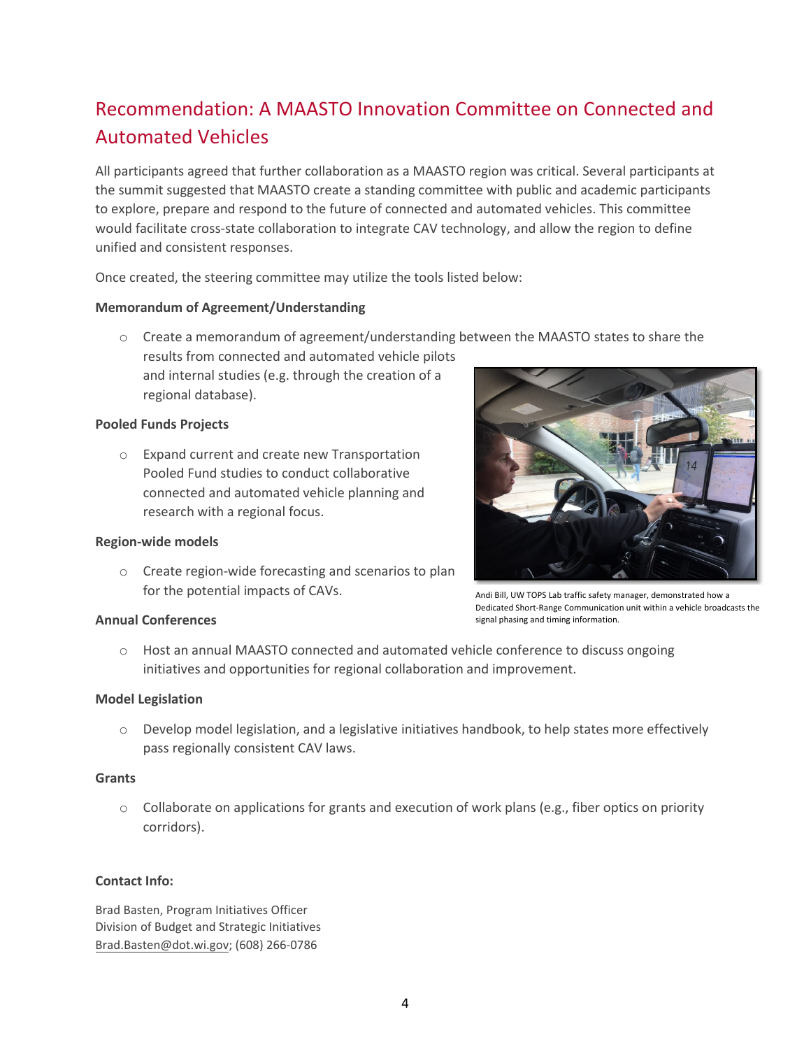## Recommendation: A MAASTO Innovation Committee on Connected and Automated Vehicles

All participants agreed that further collaboration as a MAASTO region was critical. Several participants at the summit suggested that MAASTO create a standing committee with public and academic participants to explore, prepare and respond to the future of connected and automated vehicles. This committee would facilitate cross-state collaboration to integrate CAV technology, and allow the region to define unified and consistent responses.

Once created, the steering committee may utilize the tools listed below:

**Memorandum of Agreement/Understanding**

- Create a memorandum of agreement/understanding between the MAASTO states to share the results from connected and automated vehicle pilots and internal studies (e.g. through the creation of a regional database).

**Pooled Funds Projects**

- Expand current and create new Transportation Pooled Fund studies to conduct collaborative connected and automated vehicle planning and research with a regional focus.

**Region-wide models**

- Create region-wide forecasting and scenarios to plan for the potential impacts of CAVs.

Andi Bill, UW TOPS Lab traffic safety manager, demonstrated how a Dedicated Short-Range Communication unit within a vehicle broadcasts the signal phasing and timing information.

**Annual Conferences**

- Host an annual MAASTO connected and automated vehicle conference to discuss ongoing initiatives and opportunities for regional collaboration and improvement.

**Model Legislation**

- Develop model legislation, and a legislative initiatives handbook, to help states more effectively pass regionally consistent CAV laws.

**Grants**

- Collaborate on applications for grants and execution of work plans (e.g., fiber optics on priority corridors).

**Contact Info:**

Brad Basten, Program Initiatives Officer
Division of Budget and Strategic Initiatives
Brad.Basten@dot.wi.gov; (608) 266-0786